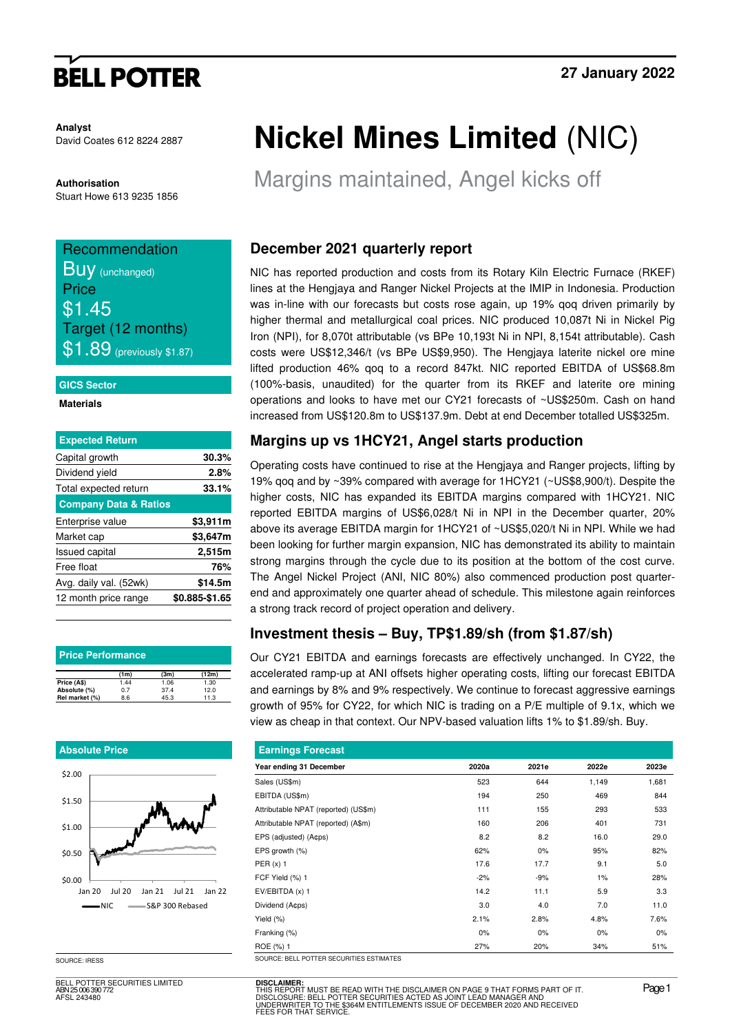# Nickel Mines Limited (NIC)

## Margins maintained, Angel kicks off

27 January 2022

**Analyst**
David Coates 612 8224 2887

**Authorisation**
Stuart Howe 613 9235 1856

**Recommendation**
Buy (unchanged)

**Price**
$1.45

**Target (12 months)**
$1.89 (previously $1.87)

**GICS Sector**

Materials

| Expected Return | |
|---|---|
| Capital growth | 30.3% |
| Dividend yield | 2.8% |
| Total expected return | 33.1% |
| **Company Data & Ratios** | |
| Enterprise value | $3,911m |
| Market cap | $3,647m |
| Issued capital | 2,515m |
| Free float | 76% |
| Avg. daily val. (52wk) | $14.5m |
| 12 month price range | $0.885-$1.65 |

**Price Performance**

| | (1m) | (3m) | (12m) |
|---|---|---|---|
| Price (A$) | 1.44 | 1.06 | 1.30 |
| Absolute (%) | 0.7 | 37.4 | 12.0 |
| Rel market (%) | 8.6 | 45.3 | 11.3 |

**Absolute Price**

SOURCE: IRESS

### December 2021 quarterly report

NIC has reported production and costs from its Rotary Kiln Electric Furnace (RKEF) lines at the Hengjaya and Ranger Nickel Projects at the IMIP in Indonesia. Production was in-line with our forecasts but costs rose again, up 19% qoq driven primarily by higher thermal and metallurgical coal prices. NIC produced 10,087t Ni in Nickel Pig Iron (NPI), for 8,070t attributable (vs BPe 10,193t Ni in NPI, 8,154t attributable). Cash costs were US$12,346/t (vs BPe US$9,950). The Hengjaya laterite nickel ore mine lifted production 46% qoq to a record 847kt. NIC reported EBITDA of US$68.8m (100%-basis, unaudited) for the quarter from its RKEF and laterite ore mining operations and looks to have met our CY21 forecasts of ~US$250m. Cash on hand increased from US$120.8m to US$137.9m. Debt at end December totalled US$325m.

### Margins up vs 1HCY21, Angel starts production

Operating costs have continued to rise at the Hengjaya and Ranger projects, lifting by 19% qoq and by ~39% compared with average for 1HCY21 (~US$8,900/t). Despite the higher costs, NIC has expanded its EBITDA margins compared with 1HCY21. NIC reported EBITDA margins of US$6,028/t Ni in NPI in the December quarter, 20% above its average EBITDA margin for 1HCY21 of ~US$5,020/t Ni in NPI. While we had been looking for further margin expansion, NIC has demonstrated its ability to maintain strong margins through the cycle due to its position at the bottom of the cost curve. The Angel Nickel Project (ANI, NIC 80%) also commenced production post quarter-end and approximately one quarter ahead of schedule. This milestone again reinforces a strong track record of project operation and delivery.

### Investment thesis – Buy, TP$1.89/sh (from $1.87/sh)

Our CY21 EBITDA and earnings forecasts are effectively unchanged. In CY22, the accelerated ramp-up at ANI offsets higher operating costs, lifting our forecast EBITDA and earnings by 8% and 9% respectively. We continue to forecast aggressive earnings growth of 95% for CY22, for which NIC is trading on a P/E multiple of 9.1x, which we view as cheap in that context. Our NPV-based valuation lifts 1% to $1.89/sh. Buy.

**Earnings Forecast**

| Year ending 31 December | 2020a | 2021e | 2022e | 2023e |
|---|---|---|---|---|
| Sales (US$m) | 523 | 644 | 1,149 | 1,681 |
| EBITDA (US$m) | 194 | 250 | 469 | 844 |
| Attributable NPAT (reported) (US$m) | 111 | 155 | 293 | 533 |
| Attributable NPAT (reported) (A$m) | 160 | 206 | 401 | 731 |
| EPS (adjusted) (A¢ps) | 8.2 | 8.2 | 16.0 | 29.0 |
| EPS growth (%) | 62% | 0% | 95% | 82% |
| PER (x) 1 | 17.6 | 17.7 | 9.1 | 5.0 |
| FCF Yield (%) 1 | -2% | -9% | 1% | 28% |
| EV/EBITDA (x) 1 | 14.2 | 11.1 | 5.9 | 3.3 |
| Dividend (A¢ps) | 3.0 | 4.0 | 7.0 | 11.0 |
| Yield (%) | 2.1% | 2.8% | 4.8% | 7.6% |
| Franking (%) | 0% | 0% | 0% | 0% |
| ROE (%) 1 | 27% | 20% | 34% | 51% |

SOURCE: BELL POTTER SECURITIES ESTIMATES

BELL POTTER SECURITIES LIMITED
ABN 25 006 390 772
AFSL 243480

**DISCLAIMER:**
THIS REPORT MUST BE READ WITH THE DISCLAIMER ON PAGE 9 THAT FORMS PART OF IT.
DISCLOSURE: BELL POTTER SECURITIES ACTED AS JOINT LEAD MANAGER AND UNDERWRITER TO THE $364M ENTITLEMENTS ISSUE OF DECEMBER 2020 AND RECEIVED FEES FOR THAT SERVICE.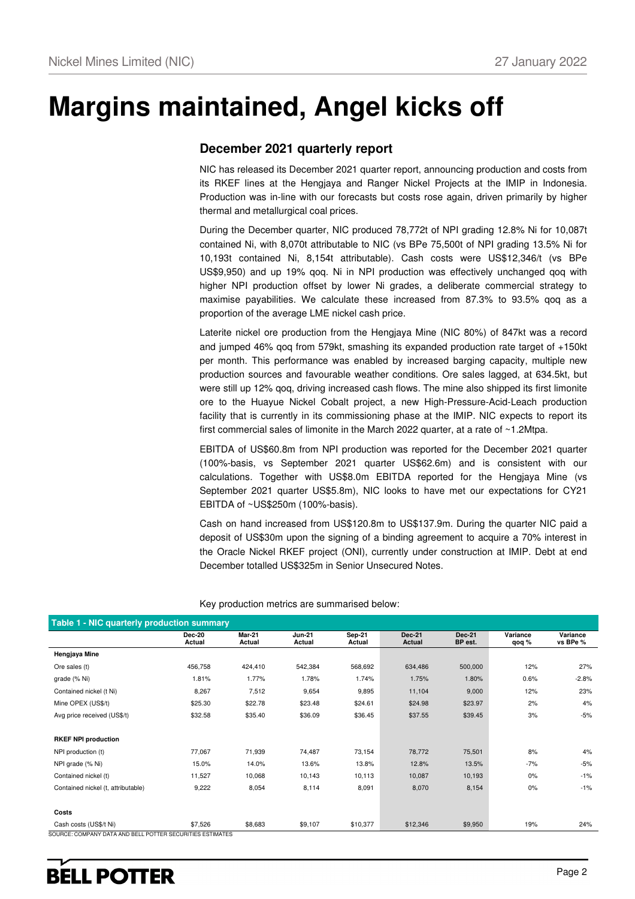# Margins maintained, Angel kicks off

## December 2021 quarterly report

NIC has released its December 2021 quarter report, announcing production and costs from its RKEF lines at the Hengjaya and Ranger Nickel Projects at the IMIP in Indonesia. Production was in-line with our forecasts but costs rose again, driven primarily by higher thermal and metallurgical coal prices.

During the December quarter, NIC produced 78,772t of NPI grading 12.8% Ni for 10,087t contained Ni, with 8,070t attributable to NIC (vs BPe 75,500t of NPI grading 13.5% Ni for 10,193t contained Ni, 8,154t attributable). Cash costs were US$12,346/t (vs BPe US$9,950) and up 19% qoq. Ni in NPI production was effectively unchanged qoq with higher NPI production offset by lower Ni grades, a deliberate commercial strategy to maximise payabilities. We calculate these increased from 87.3% to 93.5% qoq as a proportion of the average LME nickel cash price.

Laterite nickel ore production from the Hengjaya Mine (NIC 80%) of 847kt was a record and jumped 46% qoq from 579kt, smashing its expanded production rate target of +150kt per month. This performance was enabled by increased barging capacity, multiple new production sources and favourable weather conditions. Ore sales lagged, at 634.5kt, but were still up 12% qoq, driving increased cash flows. The mine also shipped its first limonite ore to the Huayue Nickel Cobalt project, a new High-Pressure-Acid-Leach production facility that is currently in its commissioning phase at the IMIP. NIC expects to report its first commercial sales of limonite in the March 2022 quarter, at a rate of ~1.2Mtpa.

EBITDA of US$60.8m from NPI production was reported for the December 2021 quarter (100%-basis, vs September 2021 quarter US$62.6m) and is consistent with our calculations. Together with US$8.0m EBITDA reported for the Hengjaya Mine (vs September 2021 quarter US$5.8m), NIC looks to have met our expectations for CY21 EBITDA of ~US$250m (100%-basis).

Cash on hand increased from US$120.8m to US$137.9m. During the quarter NIC paid a deposit of US$30m upon the signing of a binding agreement to acquire a 70% interest in the Oracle Nickel RKEF project (ONI), currently under construction at IMIP. Debt at end December totalled US$325m in Senior Unsecured Notes.

Key production metrics are summarised below:

**Table 1 - NIC quarterly production summary**

| | Dec-20 Actual | Mar-21 Actual | Jun-21 Actual | Sep-21 Actual | Dec-21 Actual | Dec-21 BP est. | Variance qoq % | Variance vs BPe % |
|---|---|---|---|---|---|---|---|---|
| **Hengjaya Mine** | | | | | | | | |
| Ore sales (t) | 456,758 | 424,410 | 542,384 | 568,692 | 634,486 | 500,000 | 12% | 27% |
| grade (% Ni) | 1.81% | 1.77% | 1.78% | 1.74% | 1.75% | 1.80% | 0.6% | -2.8% |
| Contained nickel (t Ni) | 8,267 | 7,512 | 9,654 | 9,895 | 11,104 | 9,000 | 12% | 23% |
| Mine OPEX (US$/t) | $25.30 | $22.78 | $23.48 | $24.61 | $24.98 | $23.97 | 2% | 4% |
| Avg price received (US$/t) | $32.58 | $35.40 | $36.09 | $36.45 | $37.55 | $39.45 | 3% | -5% |
| | | | | | | | | |
| **RKEF NPI production** | | | | | | | | |
| NPI production (t) | 77,067 | 71,939 | 74,487 | 73,154 | 78,772 | 75,501 | 8% | 4% |
| NPI grade (% Ni) | 15.0% | 14.0% | 13.6% | 13.8% | 12.8% | 13.5% | -7% | -5% |
| Contained nickel (t) | 11,527 | 10,068 | 10,143 | 10,113 | 10,087 | 10,193 | 0% | -1% |
| Contained nickel (t, attributable) | 9,222 | 8,054 | 8,114 | 8,091 | 8,070 | 8,154 | 0% | -1% |
| | | | | | | | | |
| **Costs** | | | | | | | | |
| Cash costs (US$/t Ni) | $7,526 | $8,683 | $9,107 | $10,377 | $12,346 | $9,950 | 19% | 24% |

SOURCE: COMPANY DATA AND BELL POTTER SECURITIES ESTIMATES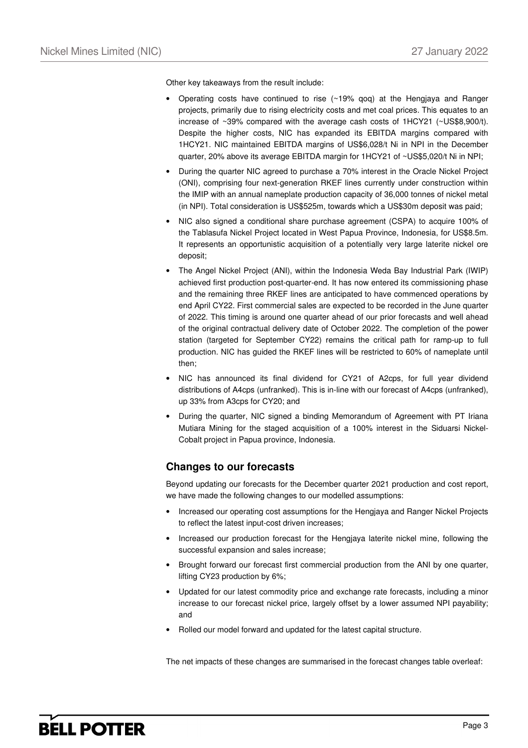Other key takeaways from the result include:

- Operating costs have continued to rise (~19% qoq) at the Hengjaya and Ranger projects, primarily due to rising electricity costs and met coal prices. This equates to an increase of ~39% compared with the average cash costs of 1HCY21 (~US$8,900/t). Despite the higher costs, NIC has expanded its EBITDA margins compared with 1HCY21. NIC maintained EBITDA margins of US$6,028/t Ni in NPI in the December quarter, 20% above its average EBITDA margin for 1HCY21 of ~US$5,020/t Ni in NPI;
- During the quarter NIC agreed to purchase a 70% interest in the Oracle Nickel Project (ONI), comprising four next-generation RKEF lines currently under construction within the IMIP with an annual nameplate production capacity of 36,000 tonnes of nickel metal (in NPI). Total consideration is US$525m, towards which a US$30m deposit was paid;
- NIC also signed a conditional share purchase agreement (CSPA) to acquire 100% of the Tablasufa Nickel Project located in West Papua Province, Indonesia, for US$8.5m. It represents an opportunistic acquisition of a potentially very large laterite nickel ore deposit;
- The Angel Nickel Project (ANI), within the Indonesia Weda Bay Industrial Park (IWIP) achieved first production post-quarter-end. It has now entered its commissioning phase and the remaining three RKEF lines are anticipated to have commenced operations by end April CY22. First commercial sales are expected to be recorded in the June quarter of 2022. This timing is around one quarter ahead of our prior forecasts and well ahead of the original contractual delivery date of October 2022. The completion of the power station (targeted for September CY22) remains the critical path for ramp-up to full production. NIC has guided the RKEF lines will be restricted to 60% of nameplate until then;
- NIC has announced its final dividend for CY21 of A2cps, for full year dividend distributions of A4cps (unfranked). This is in-line with our forecast of A4cps (unfranked), up 33% from A3cps for CY20; and
- During the quarter, NIC signed a binding Memorandum of Agreement with PT Iriana Mutiara Mining for the staged acquisition of a 100% interest in the Siduarsi Nickel-Cobalt project in Papua province, Indonesia.

## Changes to our forecasts

Beyond updating our forecasts for the December quarter 2021 production and cost report, we have made the following changes to our modelled assumptions:

- Increased our operating cost assumptions for the Hengjaya and Ranger Nickel Projects to reflect the latest input-cost driven increases;
- Increased our production forecast for the Hengjaya laterite nickel mine, following the successful expansion and sales increase;
- Brought forward our forecast first commercial production from the ANI by one quarter, lifting CY23 production by 6%;
- Updated for our latest commodity price and exchange rate forecasts, including a minor increase to our forecast nickel price, largely offset by a lower assumed NPI payability; and
- Rolled our model forward and updated for the latest capital structure.

The net impacts of these changes are summarised in the forecast changes table overleaf: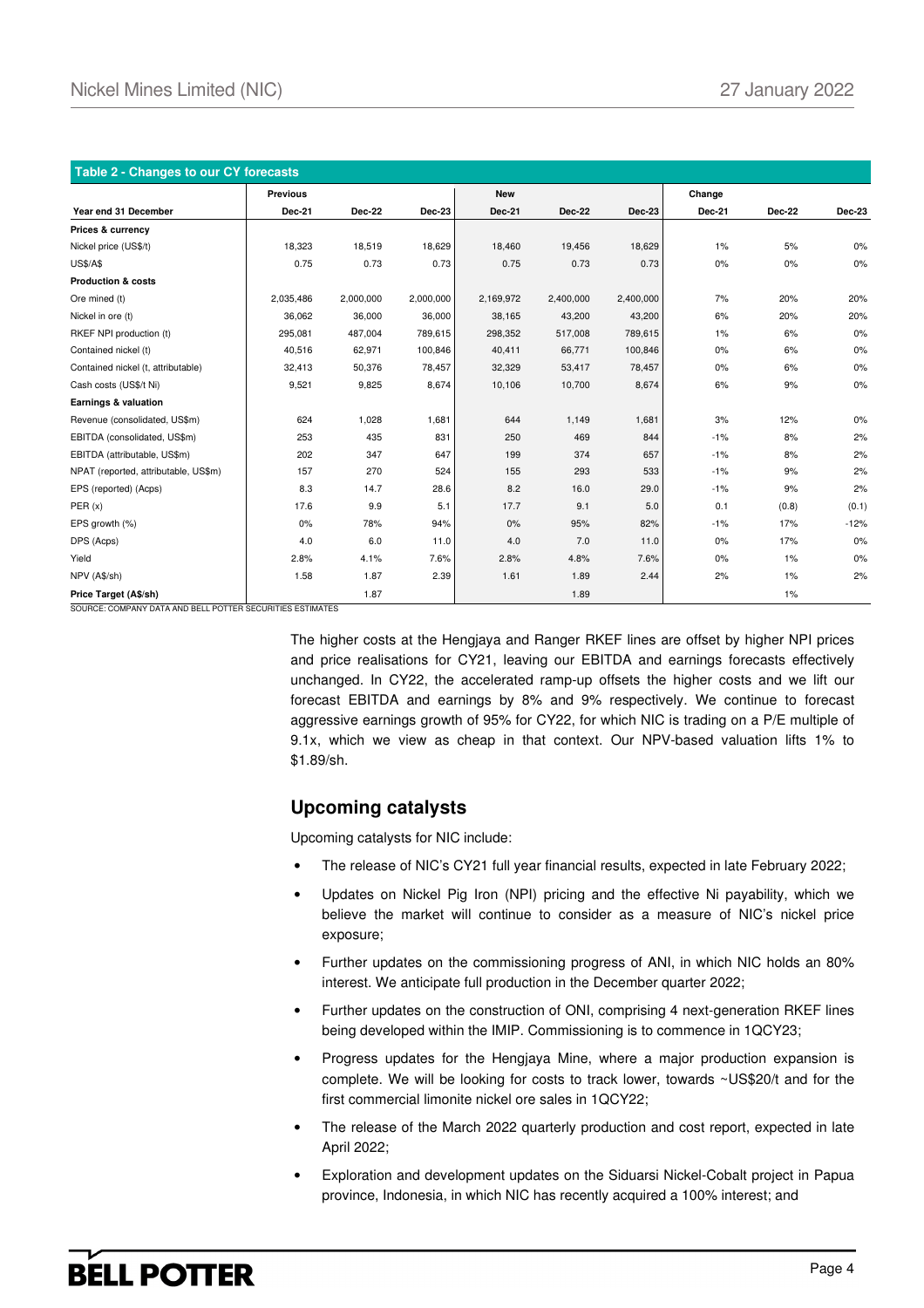**Table 2 - Changes to our CY forecasts**

| Year end 31 December | Previous Dec-21 | Dec-22 | Dec-23 | New Dec-21 | Dec-22 | Dec-23 | Change Dec-21 | Dec-22 | Dec-23 |
|---|---|---|---|---|---|---|---|---|---|
| **Prices & currency** | | | | | | | | | |
| Nickel price (US$/t) | 18,323 | 18,519 | 18,629 | 18,460 | 19,456 | 18,629 | 1% | 5% | 0% |
| US$/A$ | 0.75 | 0.73 | 0.73 | 0.75 | 0.73 | 0.73 | 0% | 0% | 0% |
| **Production & costs** | | | | | | | | | |
| Ore mined (t) | 2,035,486 | 2,000,000 | 2,000,000 | 2,169,972 | 2,400,000 | 2,400,000 | 7% | 20% | 20% |
| Nickel in ore (t) | 36,062 | 36,000 | 36,000 | 38,165 | 43,200 | 43,200 | 6% | 20% | 20% |
| RKEF NPI production (t) | 295,081 | 487,004 | 789,615 | 298,352 | 517,008 | 789,615 | 1% | 6% | 0% |
| Contained nickel (t) | 40,516 | 62,971 | 100,846 | 40,411 | 66,771 | 100,846 | 0% | 6% | 0% |
| Contained nickel (t, attributable) | 32,413 | 50,376 | 78,457 | 32,329 | 53,417 | 78,457 | 0% | 6% | 0% |
| Cash costs (US$/t Ni) | 9,521 | 9,825 | 8,674 | 10,106 | 10,700 | 8,674 | 6% | 9% | 0% |
| **Earnings & valuation** | | | | | | | | | |
| Revenue (consolidated, US$m) | 624 | 1,028 | 1,681 | 644 | 1,149 | 1,681 | 3% | 12% | 0% |
| EBITDA (consolidated, US$m) | 253 | 435 | 831 | 250 | 469 | 844 | -1% | 8% | 2% |
| EBITDA (attributable, US$m) | 202 | 347 | 647 | 199 | 374 | 657 | -1% | 8% | 2% |
| NPAT (reported, attributable, US$m) | 157 | 270 | 524 | 155 | 293 | 533 | -1% | 9% | 2% |
| EPS (reported) (Acps) | 8.3 | 14.7 | 28.6 | 8.2 | 16.0 | 29.0 | -1% | 9% | 2% |
| PER (x) | 17.6 | 9.9 | 5.1 | 17.7 | 9.1 | 5.0 | 0.1 | (0.8) | (0.1) |
| EPS growth (%) | 0% | 78% | 94% | 0% | 95% | 82% | -1% | 17% | -12% |
| DPS (Acps) | 4.0 | 6.0 | 11.0 | 4.0 | 7.0 | 11.0 | 0% | 17% | 0% |
| Yield | 2.8% | 4.1% | 7.6% | 2.8% | 4.8% | 7.6% | 0% | 1% | 0% |
| NPV (A$/sh) | 1.58 | 1.87 | 2.39 | 1.61 | 1.89 | 2.44 | 2% | 1% | 2% |
| **Price Target (A$/sh)** | | 1.87 | | | 1.89 | | | 1% | |

SOURCE: COMPANY DATA AND BELL POTTER SECURITIES ESTIMATES

The higher costs at the Hengjaya and Ranger RKEF lines are offset by higher NPI prices and price realisations for CY21, leaving our EBITDA and earnings forecasts effectively unchanged. In CY22, the accelerated ramp-up offsets the higher costs and we lift our forecast EBITDA and earnings by 8% and 9% respectively. We continue to forecast aggressive earnings growth of 95% for CY22, for which NIC is trading on a P/E multiple of 9.1x, which we view as cheap in that context. Our NPV-based valuation lifts 1% to $1.89/sh.

## Upcoming catalysts

Upcoming catalysts for NIC include:

- The release of NIC's CY21 full year financial results, expected in late February 2022;
- Updates on Nickel Pig Iron (NPI) pricing and the effective Ni payability, which we believe the market will continue to consider as a measure of NIC's nickel price exposure;
- Further updates on the commissioning progress of ANI, in which NIC holds an 80% interest. We anticipate full production in the December quarter 2022;
- Further updates on the construction of ONI, comprising 4 next-generation RKEF lines being developed within the IMIP. Commissioning is to commence in 1QCY23;
- Progress updates for the Hengjaya Mine, where a major production expansion is complete. We will be looking for costs to track lower, towards ~US$20/t and for the first commercial limonite nickel ore sales in 1QCY22;
- The release of the March 2022 quarterly production and cost report, expected in late April 2022;
- Exploration and development updates on the Siduarsi Nickel-Cobalt project in Papua province, Indonesia, in which NIC has recently acquired a 100% interest; and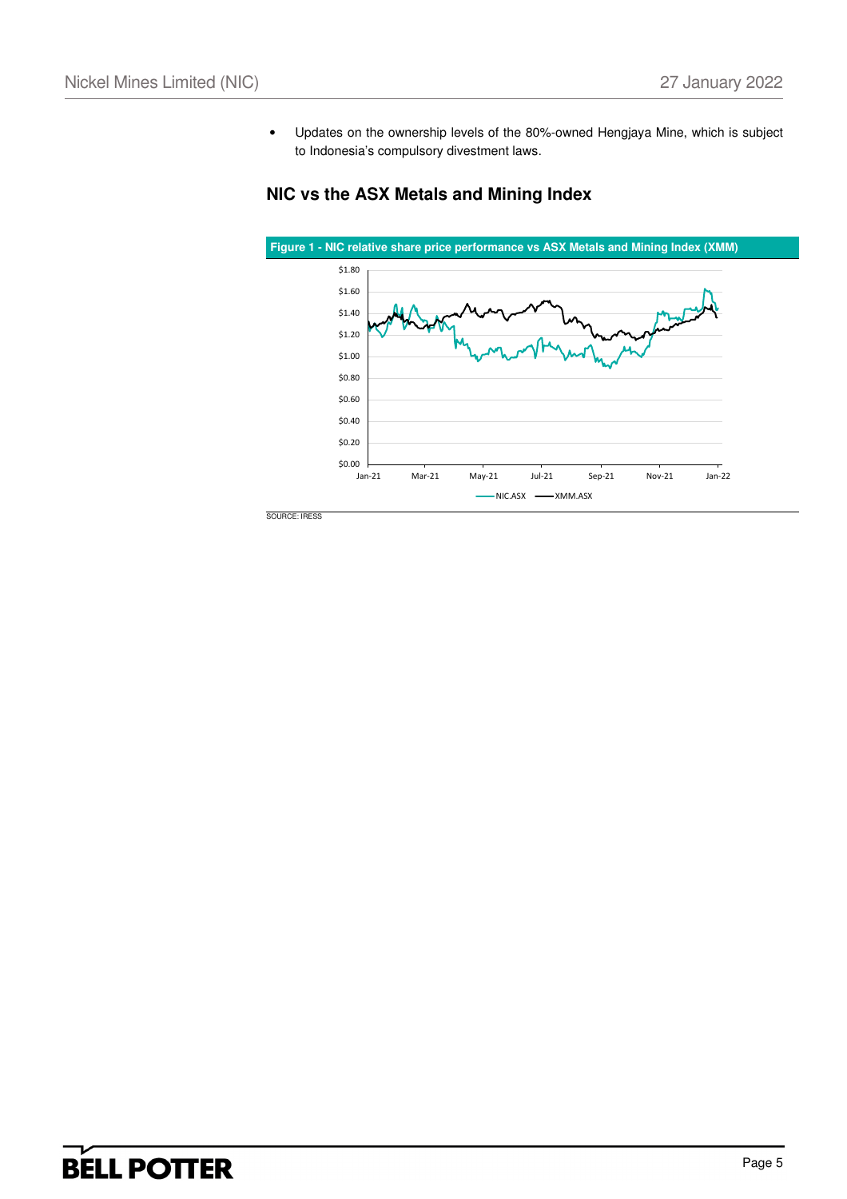- Updates on the ownership levels of the 80%-owned Hengjaya Mine, which is subject to Indonesia's compulsory divestment laws.

## NIC vs the ASX Metals and Mining Index

**Figure 1 - NIC relative share price performance vs ASX Metals and Mining Index (XMM)**

SOURCE: IRESS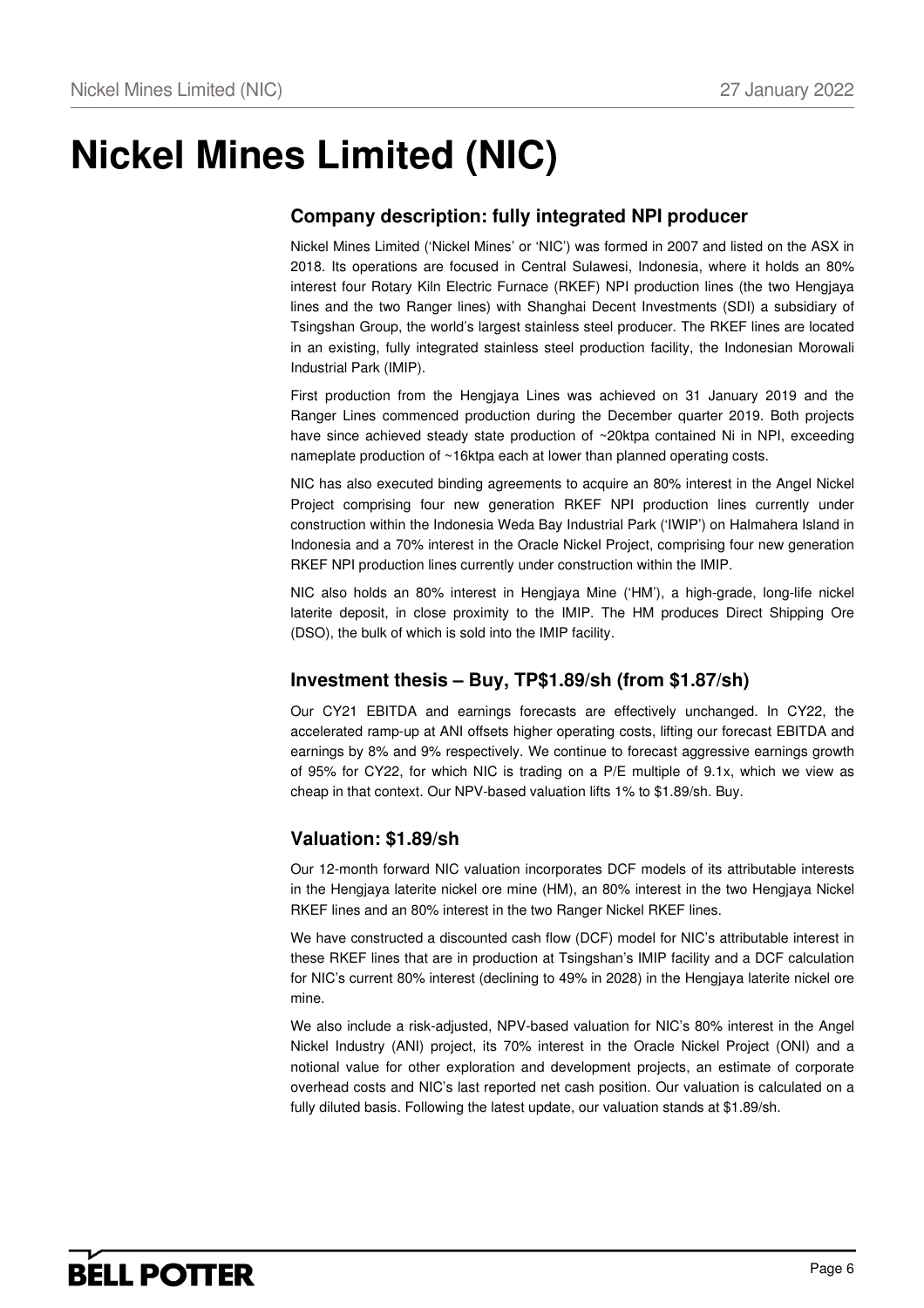# Nickel Mines Limited (NIC)

## Company description: fully integrated NPI producer

Nickel Mines Limited ('Nickel Mines' or 'NIC') was formed in 2007 and listed on the ASX in 2018. Its operations are focused in Central Sulawesi, Indonesia, where it holds an 80% interest four Rotary Kiln Electric Furnace (RKEF) NPI production lines (the two Hengjaya lines and the two Ranger lines) with Shanghai Decent Investments (SDI) a subsidiary of Tsingshan Group, the world's largest stainless steel producer. The RKEF lines are located in an existing, fully integrated stainless steel production facility, the Indonesian Morowali Industrial Park (IMIP).

First production from the Hengjaya Lines was achieved on 31 January 2019 and the Ranger Lines commenced production during the December quarter 2019. Both projects have since achieved steady state production of ~20ktpa contained Ni in NPI, exceeding nameplate production of ~16ktpa each at lower than planned operating costs.

NIC has also executed binding agreements to acquire an 80% interest in the Angel Nickel Project comprising four new generation RKEF NPI production lines currently under construction within the Indonesia Weda Bay Industrial Park ('IWIP') on Halmahera Island in Indonesia and a 70% interest in the Oracle Nickel Project, comprising four new generation RKEF NPI production lines currently under construction within the IMIP.

NIC also holds an 80% interest in Hengjaya Mine ('HM'), a high-grade, long-life nickel laterite deposit, in close proximity to the IMIP. The HM produces Direct Shipping Ore (DSO), the bulk of which is sold into the IMIP facility.

## Investment thesis – Buy, TP$1.89/sh (from $1.87/sh)

Our CY21 EBITDA and earnings forecasts are effectively unchanged. In CY22, the accelerated ramp-up at ANI offsets higher operating costs, lifting our forecast EBITDA and earnings by 8% and 9% respectively. We continue to forecast aggressive earnings growth of 95% for CY22, for which NIC is trading on a P/E multiple of 9.1x, which we view as cheap in that context. Our NPV-based valuation lifts 1% to $1.89/sh. Buy.

## Valuation: $1.89/sh

Our 12-month forward NIC valuation incorporates DCF models of its attributable interests in the Hengjaya laterite nickel ore mine (HM), an 80% interest in the two Hengjaya Nickel RKEF lines and an 80% interest in the two Ranger Nickel RKEF lines.

We have constructed a discounted cash flow (DCF) model for NIC's attributable interest in these RKEF lines that are in production at Tsingshan's IMIP facility and a DCF calculation for NIC's current 80% interest (declining to 49% in 2028) in the Hengjaya laterite nickel ore mine.

We also include a risk-adjusted, NPV-based valuation for NIC's 80% interest in the Angel Nickel Industry (ANI) project, its 70% interest in the Oracle Nickel Project (ONI) and a notional value for other exploration and development projects, an estimate of corporate overhead costs and NIC's last reported net cash position. Our valuation is calculated on a fully diluted basis. Following the latest update, our valuation stands at $1.89/sh.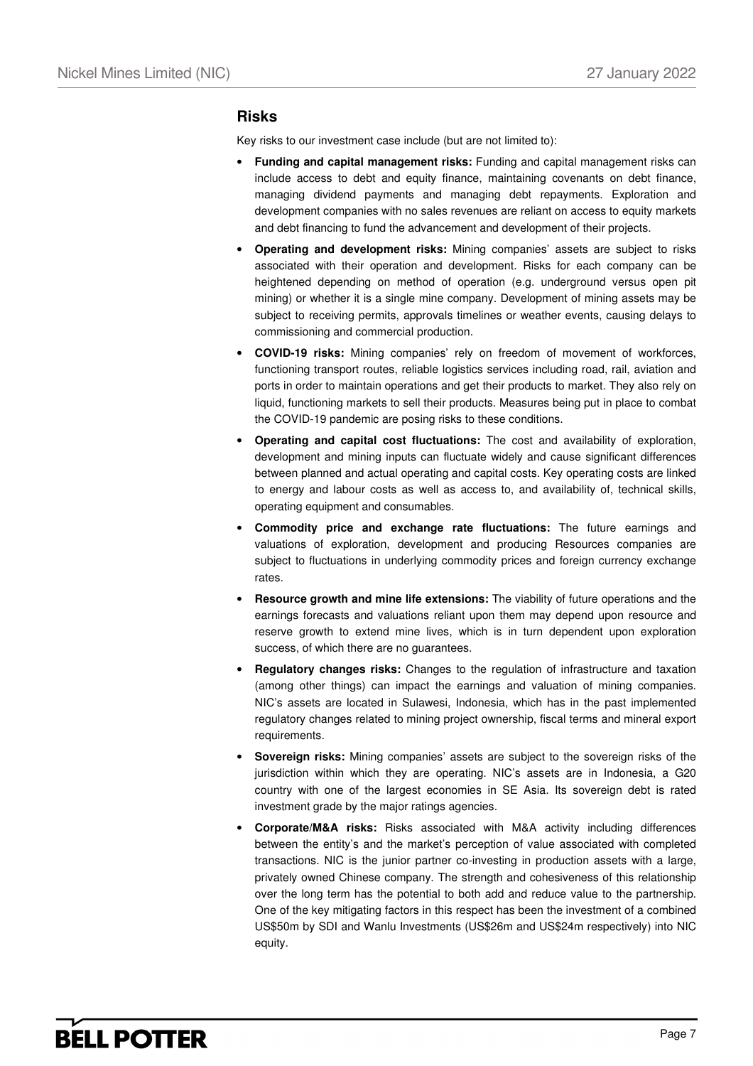## Risks

Key risks to our investment case include (but are not limited to):

- **Funding and capital management risks:** Funding and capital management risks can include access to debt and equity finance, maintaining covenants on debt finance, managing dividend payments and managing debt repayments. Exploration and development companies with no sales revenues are reliant on access to equity markets and debt financing to fund the advancement and development of their projects.
- **Operating and development risks:** Mining companies' assets are subject to risks associated with their operation and development. Risks for each company can be heightened depending on method of operation (e.g. underground versus open pit mining) or whether it is a single mine company. Development of mining assets may be subject to receiving permits, approvals timelines or weather events, causing delays to commissioning and commercial production.
- **COVID-19 risks:** Mining companies' rely on freedom of movement of workforces, functioning transport routes, reliable logistics services including road, rail, aviation and ports in order to maintain operations and get their products to market. They also rely on liquid, functioning markets to sell their products. Measures being put in place to combat the COVID-19 pandemic are posing risks to these conditions.
- **Operating and capital cost fluctuations:** The cost and availability of exploration, development and mining inputs can fluctuate widely and cause significant differences between planned and actual operating and capital costs. Key operating costs are linked to energy and labour costs as well as access to, and availability of, technical skills, operating equipment and consumables.
- **Commodity price and exchange rate fluctuations:** The future earnings and valuations of exploration, development and producing Resources companies are subject to fluctuations in underlying commodity prices and foreign currency exchange rates.
- **Resource growth and mine life extensions:** The viability of future operations and the earnings forecasts and valuations reliant upon them may depend upon resource and reserve growth to extend mine lives, which is in turn dependent upon exploration success, of which there are no guarantees.
- **Regulatory changes risks:** Changes to the regulation of infrastructure and taxation (among other things) can impact the earnings and valuation of mining companies. NIC's assets are located in Sulawesi, Indonesia, which has in the past implemented regulatory changes related to mining project ownership, fiscal terms and mineral export requirements.
- **Sovereign risks:** Mining companies' assets are subject to the sovereign risks of the jurisdiction within which they are operating. NIC's assets are in Indonesia, a G20 country with one of the largest economies in SE Asia. Its sovereign debt is rated investment grade by the major ratings agencies.
- **Corporate/M&A risks:** Risks associated with M&A activity including differences between the entity's and the market's perception of value associated with completed transactions. NIC is the junior partner co-investing in production assets with a large, privately owned Chinese company. The strength and cohesiveness of this relationship over the long term has the potential to both add and reduce value to the partnership. One of the key mitigating factors in this respect has been the investment of a combined US$50m by SDI and Wanlu Investments (US$26m and US$24m respectively) into NIC equity.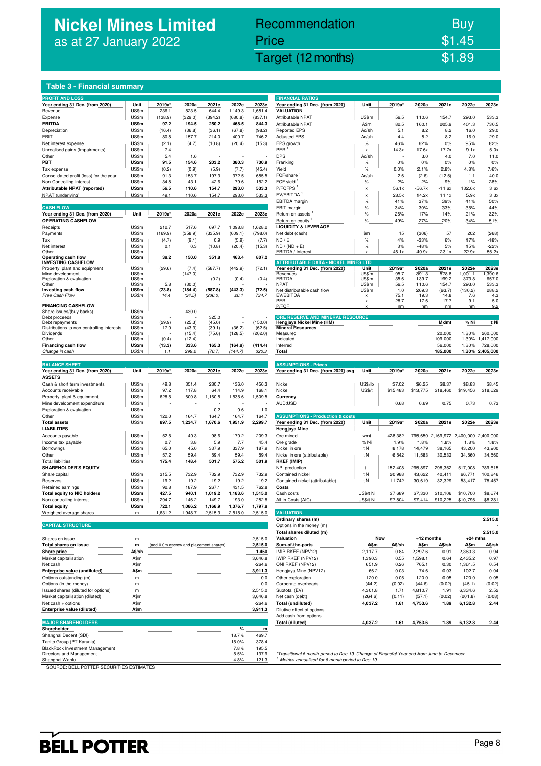# Nickel Mines Limited
as at 27 January 2022

| Recommendation | Buy |
|---|---|
| Price | $1.45 |
| Target (12 months) | $1.89 |

## Table 3 - Financial summary

**PROFIT AND LOSS**

| Year ending 31 Dec. (from 2020) | Unit | 2019a* | 2020a | 2021e | 2022e | 2023e |
|---|---|---|---|---|---|---|
| Revenue | US$m | 236.1 | 523.5 | 644.4 | 1,149.3 | 1,681.4 |
| Expense | US$m | (138.9) | (329.0) | (394.2) | (680.8) | (837.1) |
| **EBITDA** | **US$m** | **97.2** | **194.5** | **250.2** | **468.5** | **844.3** |
| Depreciation | US$m | (16.4) | (36.8) | (36.1) | (67.8) | (98.2) |
| EBIT | US$m | 80.8 | 157.7 | 214.0 | 400.7 | 746.2 |
| Net interest expense | US$m | (2.1) | (4.7) | (10.8) | (20.4) | (15.3) |
| Unrealised gains (Impairments) | US$m | 7.4 | - | - | - | - |
| Other | US$m | 5.4 | 1.6 | - | - | - |
| **PBT** | **US$m** | **91.5** | **154.6** | **203.2** | **380.3** | **730.9** |
| Tax expense | US$m | (0.2) | (0.9) | (5.9) | (7.7) | (45.4) |
| Consolidated profit (loss) for the year | US$m | 91.3 | 153.7 | 197.3 | 372.5 | 685.5 |
| Non-Controlling Interest | US$m | 34.8 | 43.1 | 42.6 | 79.6 | 152.2 |
| **Attributable NPAT (reported)** | **US$m** | **56.5** | **110.6** | **154.7** | **293.0** | **533.3** |
| NPAT (underlying) | US$m | 49.1 | 110.6 | 154.7 | 293.0 | 533.3 |

**CASH FLOW**

| Year ending 31 Dec. (from 2020) | Unit | 2019a* | 2020a | 2021e | 2022e | 2023e |
|---|---|---|---|---|---|---|
| **OPERATING CASHFLOW** | | | | | | |
| Receipts | US$m | 212.7 | 517.6 | 697.7 | 1,098.8 | 1,628.2 |
| Payments | US$m | (169.9) | (358.9) | (335.9) | (609.1) | (798.0) |
| Tax | US$m | (4.7) | (9.1) | 0.9 | (5.9) | (7.7) |
| Net interest | US$m | 0.1 | 0.3 | (10.8) | (20.4) | (15.3) |
| Other | US$m | - | - | - | - | - |
| **Operating cash flow** | **US$m** | **38.2** | **150.0** | **351.8** | **463.4** | **807.2** |
| **INVESTING CASHFLOW** | | | | | | |
| Property, plant and equipment | US$m | (29.6) | (7.4) | (587.7) | (442.9) | (72.1) |
| Mine development | US$m | - | (147.0) | - | - | - |
| Exploration & evaluation | US$m | - | - | (0.2) | (0.4) | (0.4) |
| Other | US$m | 5.8 | (30.0) | - | - | - |
| **Investing cash flow** | **US$m** | **(23.8)** | **(184.4)** | **(587.8)** | **(443.3)** | **(72.5)** |
| *Free Cash Flow* | *US$m* | *14.4* | *(34.5)* | *(236.0)* | *20.1* | *734.7* |
| **FINANCING CASHFLOW** | | | | | | |
| Share issues/(buy-backs) | US$m | - | 430.0 | - | - | - |
| Debt proceeds | US$m | - | - | 325.0 | - | - |
| Debt repayments | US$m | (29.9) | (25.3) | (45.0) | - | (150.0) |
| Distributions to non-controlling interests | US$m | 17.0 | (43.3) | (39.1) | (36.2) | (62.5) |
| Dividends | US$m | - | (15.4) | (75.6) | (128.5) | (202.0) |
| Other | US$m | (0.4) | (12.4) | - | - | - |
| **Financing cash flow** | **US$m** | **(13.3)** | **333.6** | **165.3** | **(164.8)** | **(414.4)** |
| *Change in cash* | *US$m* | *1.1* | *299.2* | *(70.7)* | *(144.7)* | *320.3* |

**BALANCE SHEET**

| Year ending 31 Dec. (from 2020) | Unit | 2019a* | 2020a | 2021e | 2022e | 2023e |
|---|---|---|---|---|---|---|
| **ASSETS** | | | | | | |
| Cash & short term investments | US$m | 49.8 | 351.4 | 280.7 | 136.0 | 456.3 |
| Accounts receivable | US$m | 97.2 | 117.8 | 64.4 | 114.9 | 168.1 |
| Property, plant & equipment | US$m | 628.5 | 600.8 | 1,160.5 | 1,535.6 | 1,509.5 |
| Mine development expenditure | US$m | - | - | - | - | - |
| Exploration & evaluation | US$m | - | - | 0.2 | 0.6 | 1.0 |
| Other | US$m | 122.0 | 164.7 | 164.7 | 164.7 | 164.7 |
| **Total assets** | **US$m** | **897.5** | **1,234.7** | **1,670.6** | **1,951.9** | **2,299.7** |
| **LIABILITIES** | | | | | | |
| Accounts payable | US$m | 52.5 | 40.3 | 98.6 | 170.2 | 209.3 |
| Income tax payable | US$m | 0.7 | 3.8 | 5.9 | 7.7 | 45.4 |
| Borrowings | US$m | 65.0 | 45.0 | 337.9 | 337.9 | 187.9 |
| Other | US$m | 57.2 | 59.4 | 59.4 | 59.4 | 59.4 |
| Total liabilities | US$m | 175.4 | 148.4 | 501.7 | 575.2 | 501.9 |
| **SHAREHOLDER'S EQUITY** | | | | | | |
| Share capital | US$m | 315.5 | 732.9 | 732.9 | 732.9 | 732.9 |
| Reserves | US$m | 19.2 | 19.2 | 19.2 | 19.2 | 19.2 |
| Retained earnings | US$m | 92.8 | 187.9 | 267.1 | 431.5 | 762.8 |
| **Total equity to NIC holders** | **US$m** | **427.5** | **940.1** | **1,019.2** | **1,183.6** | **1,515.0** |
| Non-controlling interest | US$m | 294.7 | 146.2 | 149.7 | 193.0 | 282.8 |
| **Total equity** | **US$m** | **722.1** | **1,086.2** | **1,168.9** | **1,376.7** | **1,797.8** |
| Weighted average shares | m | 1,631.2 | 1,948.7 | 2,515.3 | 2,515.0 | 2,515.0 |

**CAPITAL STRUCTURE**

| | | | |
|---|---|---|---|
| Shares on issue | m | | 2,515.0 |
| **Total shares on issue** | **m** | (add 0.0m escrow and placement shares) | **2,515.0** |
| **Share price** | **A$/sh** | | **1.450** |
| Market capitalisation | A$m | | 3,646.8 |
| Net cash | A$m | | -264.6 |
| **Enterprise value (undiluted)** | **A$m** | | **3,911.3** |
| Options outstanding (m) | m | | 0.0 |
| Options (in the money) | m | | 0.0 |
| Issued shares (diluted for options) | m | | 2,515.0 |
| Market capitalisation (diluted) | A$m | | 3,646.8 |
| Net cash + options | A$m | | -264.6 |
| **Enterprise value (diluted)** | **A$m** | | **3,911.3** |

**MAJOR SHAREHOLDERS**

| Shareholder | % | m |
|---|---|---|
| Shanghai Decent (SDI) | 18.7% | 469.7 |
| Tanito Group (PT Karunia) | 15.0% | 378.4 |
| BlackRock Investment Management | 7.8% | 195.5 |
| Directors and Management | 5.5% | 137.9 |
| Shanghai Wanlu | 4.8% | 121.3 |

**FINANCIAL RATIOS**

| Year ending 31 Dec. (from 2020) | Unit | 2019a* | 2020a | 2021e | 2022e | 2023e |
|---|---|---|---|---|---|---|
| **VALUATION** | | | | | | |
| Attributable NPAT | US$m | 56.5 | 110.6 | 154.7 | 293.0 | 533.3 |
| Attributable NPAT | A$m | 82.5 | 160.1 | 205.9 | 401.3 | 730.5 |
| Reported EPS | Ac/sh | 5.1 | 8.2 | 8.2 | 16.0 | 29.0 |
| Adjusted EPS | Ac/sh | 4.4 | 8.2 | 8.2 | 16.0 | 29.0 |
| EPS growth | % | 46% | 62% | 0% | 95% | 82% |
| PER [1] | x | 14.3x | 17.6x | 17.7x | 9.1x | 5.0x |
| DPS | Ac/sh | - | 3.0 | 4.0 | 7.0 | 11.0 |
| Franking | % | 0% | 0% | 0% | 0% | 0% |
| Yield | % | 0.0% | 2.1% | 2.8% | 4.8% | 7.6% |
| FCF/share [1] | Ac/sh | 2.6 | (2.6) | (12.5) | 1.1 | 40.0 |
| FCF yield [1] | % | 2% | -2% | -9% | 1% | 28% |
| P/FCFPS [1] | x | 56.1x | -56.7x | -11.6x | 132.6x | 3.6x |
| EV/EBITDA [1] | x | 28.5x | 14.2x | 11.1x | 5.9x | 3.3x |
| EBITDA margin | % | 41% | 37% | 39% | 41% | 50% |
| EBIT margin | % | 34% | 30% | 33% | 35% | 44% |
| Return on assets [1] | % | 26% | 17% | 14% | 21% | 32% |
| Return on equity [1] | % | 49% | 27% | 20% | 34% | 51% |
| **LIQUIDITY & LEVERAGE** | | | | | | |
| Net debt (cash) | $m | 15 | (306) | 57 | 202 | (268) |
| ND / E | % | 4% | -33% | 6% | 17% | -18% |
| ND / (ND + E) | % | 3% | -48% | 5% | 15% | -22% |
| EBITDA / Interest | x | 46.1x | 40.9x | 23.1x | 22.9x | 55.2x |

**ATTRIBUTABLE DATA - NICKEL MINES LTD**

| Year ending 31 Dec. (from 2020) | Unit | 2019a* | 2020a | 2021e | 2022e | 2023e |
|---|---|---|---|---|---|---|
| Revenues | US$m | 95.7 | 391.3 | 578.8 | 1,001.1 | 1,390.6 |
| EBITDA | US$m | 35.6 | 139.7 | 199.2 | 373.8 | 657.0 |
| NPAT | US$m | 56.5 | 110.6 | 154.7 | 293.0 | 533.3 |
| Net distributable cash flow | US$m | 1.0 | 269.3 | (63.7) | (130.2) | 288.2 |
| EV/EBITDA | x | 75.1 | 19.3 | 14.8 | 7.6 | 4.3 |
| PER | x | 28.7 | 17.6 | 17.7 | 9.1 | 5.0 |
| P/FCF | x | nm | nm | nm | nm | 9.2 |

**ORE RESERVE AND MINERAL RESOURCE**

| Hengjaya Nickel Mine (HM) | Mdmt | % Ni | t Ni |
|---|---|---|---|
| **Mineral Resources** | | | |
| Measured | 20.000 | 1.30% | 260,000 |
| Indicated | 109.000 | 1.30% | 1,417,000 |
| Inferred | 56.000 | 1.30% | 728,000 |
| **Total** | 185.000 | 1.30% | 2,405,000 |

**ASSUMPTIONS - Prices**

| Year ending 31 Dec. (from 2020) avg | Unit | 2019a* | 2020a | 2021e | 2022e | 2023e |
|---|---|---|---|---|---|---|
| Nickel | US$/lb | $7.02 | $6.25 | $8.37 | $8.83 | $8.45 |
| Nickel | US$/t | $15,483 | $13,775 | $18,460 | $19,456 | $18,629 |
| **Currency** | | | | | | |
| AUD:USD | | 0.68 | 0.69 | 0.75 | 0.73 | 0.73 |

**ASSUMPTIONS - Production & costs**

| Year ending 31 Dec. (from 2020) | Unit | 2019a* | 2020a | 2021e | 2022e | 2023e |
|---|---|---|---|---|---|---|
| **Hengjaya Mine** | | | | | | |
| Ore mined | wmt | 428,382 | 795,650 | 2,169,972 | 2,400,000 | 2,400,000 |
| Ore grade | % Ni | 1.9% | 1.8% | 1.8% | 1.8% | 1.8% |
| Nickel in ore | t Ni | 8,178 | 14,479 | 38,165 | 43,200 | 43,200 |
| Nickel in ore (attributable) | t Ni | 6,542 | 11,583 | 30,532 | 34,560 | 34,560 |
| **RKEF (IMIP)** | | | | | | |
| NPI production | t | 152,408 | 295,897 | 298,352 | 517,008 | 789,615 |
| Contained nickel | t Ni | 20,988 | 43,622 | 40,411 | 66,771 | 100,846 |
| Contained nickel (attributable) | t Ni | 11,742 | 30,619 | 32,329 | 53,417 | 78,457 |
| **Costs** | | | | | | |
| Cash costs | US$/t Ni | $7,689 | $7,330 | $10,106 | $10,700 | $8,674 |
| All-in-Costs (AIC) | US$/t Ni | $7,804 | $7,414 | $10,225 | $10,795 | $8,781 |

**VALUATION**

| | | | | | | |
|---|---|---|---|---|---|---|
| Ordinary shares (m) | | | | | | 2,515.0 |
| Options in the money (m) | | | | | | - |
| **Total shares diluted (m)** | | | | | | **2,515.0** |
| **Valuation** | **Now** | | **+12 months** | | **+24 mths** | |
| **Sum-of-the-parts** | **A$m** | **A$/sh** | **A$m** | **A$/sh** | **A$m** | **A$/sh** |
| IMIP RKEF (NPV12) | 2,117.7 | 0.84 | 2,297.6 | 0.91 | 2,360.3 | 0.94 |
| IWIP RKEF (NPV12) | 1,390.3 | 0.55 | 1,598.1 | 0.64 | 2,435.2 | 0.97 |
| ONI RKEF (NPV12) | 651.9 | 0.26 | 765.1 | 0.30 | 1,361.5 | 0.54 |
| Hengjaya Mine (NPV12) | 66.2 | 0.03 | 74.6 | 0.03 | 102.7 | 0.04 |
| Other exploration | 120.0 | 0.05 | 120.0 | 0.05 | 120.0 | 0.05 |
| Corporate overheads | (44.2) | (0.02) | (44.6) | (0.02) | (45.1) | (0.02) |
| Subtotal (EV) | 4,301.8 | 1.71 | 4,810.7 | 1.91 | 6,334.6 | 2.52 |
| Net cash (debt) | (264.6) | (0.11) | (57.1) | (0.02) | (201.8) | (0.08) |
| **Total (undiluted)** | **4,037.2** | **1.61** | **4,753.6** | **1.89** | **6,132.8** | **2.44** |
| Dilutive effect of options | | - | | - | | - |
| Add cash from options | - | - | - | - | - | - |
| **Total (diluted)** | **4,037.2** | **1.61** | **4,753.6** | **1.89** | **6,132.8** | **2.44** |

*\*Transitional 6 month period to Dec-19. Change of Financial Year end from June to December*

[1] *Metrics annualised for 6 month period to Dec-19*

SOURCE: BELL POTTER SECURITIES ESTIMATES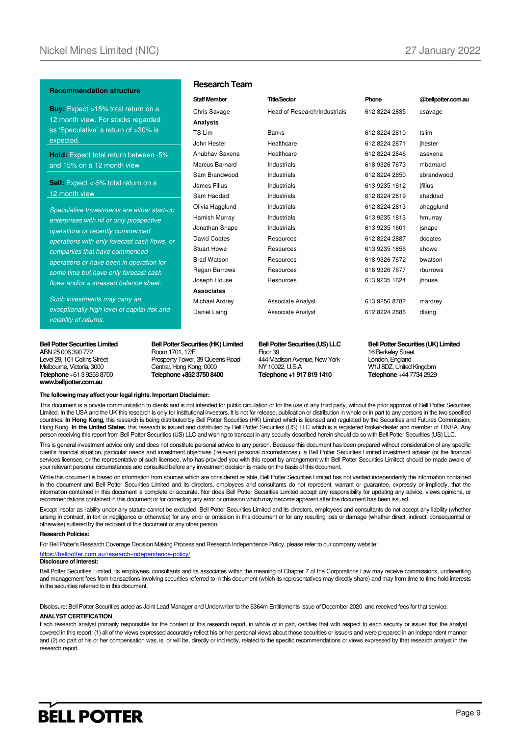**Recommendation structure**

**Buy:** Expect >15% total return on a 12 month view. For stocks regarded as 'Speculative' a return of >30% is expected.

**Hold:** Expect total return between -5% and 15% on a 12 month view

**Sell:** Expect <-5% total return on a 12 month view

*Speculative Investments are either start-up enterprises with nil or only prospective operations or recently commenced operations with only forecast cash flows, or companies that have commenced operations or have been in operation for some time but have only forecast cash flows and/or a stressed balance sheet.*

*Such investments may carry an exceptionally high level of capital risk and volatility of returns.*

## Research Team

| Staff Member | Title/Sector | Phone | @bellpotter.com.au |
|---|---|---|---|
| Chris Savage | Head of Research/Industrials | 612 8224 2835 | csavage |
| **Analysts** | | | |
| TS Lim | Banks | 612 8224 2810 | tslim |
| John Hester | Healthcare | 612 8224 2871 | jhester |
| Anubhav Saxena | Healthcare | 612 8224 2846 | asaxena |
| Marcus Barnard | Industrials | 618 9326 7673 | mbarnard |
| Sam Brandwood | Industrials | 612 8224 2850 | sbrandwood |
| James Filius | Industrials | 613 9235 1612 | jfilius |
| Sam Haddad | Industrials | 612 8224 2819 | shaddad |
| Olivia Hagglund | Industrials | 612 8224 2813 | ohagglund |
| Hamish Murray | Industrials | 613 9235 1813 | hmurray |
| Jonathan Snape | Industrials | 613 9235 1601 | jsnape |
| David Coates | Resources | 612 8224 2887 | dcoates |
| Stuart Howe | Resources | 613 9235 1856 | showe |
| Brad Watson | Resources | 618 9326 7672 | bwatson |
| Regan Burrows | Resources | 618 9326 7677 | rburrows |
| Joseph House | Resources | 613 9235 1624 | jhouse |
| **Associates** | | | |
| Michael Ardrey | Associate Analyst | 613 9256 8782 | mardrey |
| Daniel Laing | Associate Analyst | 612 8224 2886 | dlaing |

**Bell Potter Securities Limited**
ABN 25 006 390 772
Level 29, 101 Collins Street
Melbourne, Victoria, 3000
**Telephone** +61 3 9256 8700
**www.bellpotter.com.au**

**Bell Potter Securities (HK) Limited**
Room 1701, 17/F
Prosperity Tower, 39 Queens Road
Central, Hong Kong, 0000
**Telephone +852 3750 8400**

**Bell Potter Securities (US) LLC**
Floor 39
444 Madison Avenue, New York
NY 10022, U.S.A
**Telephone +1 917 819 1410**

**Bell Potter Securities (UK) Limited**
16 Berkeley Street
London, England
W1J 8DZ, United Kingdom
**Telephone** +44 7734 2929

**The following may affect your legal rights. Important Disclaimer:**

This document is a private communication to clients and is not intended for public circulation or for the use of any third party, without the prior approval of Bell Potter Securities Limited. In the USA and the UK this research is only for institutional investors. It is not for release, publication or distribution in whole or in part to any persons in the two specified countries. **In Hong Kong,** this research is being distributed by Bell Potter Securities (HK) Limited which is licensed and regulated by the Securities and Futures Commission, Hong Kong. **In the United States**, this research is issued and distributed by Bell Potter Securities (US) LLC which is a registered broker-dealer and member of FINRA. Any person receiving this report from Bell Potter Securities (US) LLC and wishing to transact in any security described herein should do so with Bell Potter Securities (US) LLC.

This is general investment advice only and does not constitute personal advice to any person. Because this document has been prepared without consideration of any specific client's financial situation, particular needs and investment objectives ('relevant personal circumstances'), a Bell Potter Securities Limited investment adviser (or the financial services licensee, or the representative of such licensee, who has provided you with this report by arrangement with Bell Potter Securities Limited) should be made aware of your relevant personal circumstances and consulted before any investment decision is made on the basis of this document.

While this document is based on information from sources which are considered reliable, Bell Potter Securities Limited has not verified independently the information contained in the document and Bell Potter Securities Limited and its directors, employees and consultants do not represent, warrant or guarantee, expressly or impliedly, that the information contained in this document is complete or accurate. Nor does Bell Potter Securities Limited accept any responsibility for updating any advice, views opinions, or recommendations contained in this document or for correcting any error or omission which may become apparent after the document has been issued.

Except insofar as liability under any statute cannot be excluded. Bell Potter Securities Limited and its directors, employees and consultants do not accept any liability (whether arising in contract, in tort or negligence or otherwise) for any error or omission in this document or for any resulting loss or damage (whether direct, indirect, consequential or otherwise) suffered by the recipient of this document or any other person.

**Research Policies:**

For Bell Potter's Research Coverage Decision Making Process and Research Independence Policy, please refer to our company website:

https://bellpotter.com.au/research-independence-policy/

**Disclosure of interest:**

Bell Potter Securities Limited, its employees, consultants and its associates within the meaning of Chapter 7 of the Corporations Law may receive commissions, underwriting and management fees from transactions involving securities referred to in this document (which its representatives may directly share) and may from time to time hold interests in the securities referred to in this document.

Disclosure: Bell Potter Securities acted as Joint Lead Manager and Underwriter to the $364m Entitlements Issue of December 2020 and received fees for that service.

**ANALYST CERTIFICATION**

Each research analyst primarily responsible for the content of this research report, in whole or in part, certifies that with respect to each security or issuer that the analyst covered in this report: (1) all of the views expressed accurately reflect his or her personal views about those securities or issuers and were prepared in an independent manner and (2) no part of his or her compensation was, is, or will be, directly or indirectly, related to the specific recommendations or views expressed by that research analyst in the research report.